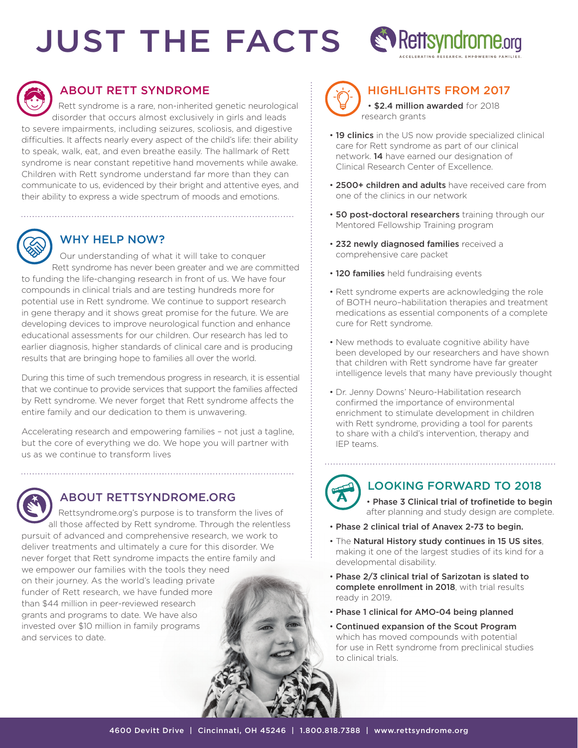# JUST THE FACTS

Rettsyndrome.org
ACCELERATING RESEARCH. EMPOWERING FAMILIES.

## ABOUT RETT SYNDROME

Rett syndrome is a rare, non-inherited genetic neurological disorder that occurs almost exclusively in girls and leads to severe impairments, including seizures, scoliosis, and digestive difficulties. It affects nearly every aspect of the child's life: their ability to speak, walk, eat, and even breathe easily. The hallmark of Rett syndrome is near constant repetitive hand movements while awake. Children with Rett syndrome understand far more than they can communicate to us, evidenced by their bright and attentive eyes, and their ability to express a wide spectrum of moods and emotions.

## WHY HELP NOW?

Our understanding of what it will take to conquer Rett syndrome has never been greater and we are committed to funding the life-changing research in front of us. We have four compounds in clinical trials and are testing hundreds more for potential use in Rett syndrome. We continue to support research in gene therapy and it shows great promise for the future. We are developing devices to improve neurological function and enhance educational assessments for our children. Our research has led to earlier diagnosis, higher standards of clinical care and is producing results that are bringing hope to families all over the world.

During this time of such tremendous progress in research, it is essential that we continue to provide services that support the families affected by Rett syndrome. We never forget that Rett syndrome affects the entire family and our dedication to them is unwavering.

Accelerating research and empowering families – not just a tagline, but the core of everything we do. We hope you will partner with us as we continue to transform lives

## ABOUT RETTSYNDROME.ORG

Rettsyndrome.org's purpose is to transform the lives of all those affected by Rett syndrome. Through the relentless pursuit of advanced and comprehensive research, we work to deliver treatments and ultimately a cure for this disorder. We never forget that Rett syndrome impacts the entire family and we empower our families with the tools they need on their journey. As the world's leading private funder of Rett research, we have funded more than $44 million in peer-reviewed research grants and programs to date. We have also invested over $10 million in family programs and services to date.

## HIGHLIGHTS FROM 2017

- **$2.4 million awarded** for 2018 research grants
- **19 clinics** in the US now provide specialized clinical care for Rett syndrome as part of our clinical network. **14** have earned our designation of Clinical Research Center of Excellence.
- **2500+ children and adults** have received care from one of the clinics in our network
- **50 post-doctoral researchers** training through our Mentored Fellowship Training program
- **232 newly diagnosed families** received a comprehensive care packet
- **120 families** held fundraising events
- Rett syndrome experts are acknowledging the role of BOTH neuro–habilitation therapies and treatment medications as essential components of a complete cure for Rett syndrome.
- New methods to evaluate cognitive ability have been developed by our researchers and have shown that children with Rett syndrome have far greater intelligence levels that many have previously thought
- Dr. Jenny Downs' Neuro-Habilitation research confirmed the importance of environmental enrichment to stimulate development in children with Rett syndrome, providing a tool for parents to share with a child's intervention, therapy and IEP teams.

## LOOKING FORWARD TO 2018

- **Phase 3 Clinical trial of trofinetide to begin** after planning and study design are complete.
- **Phase 2 clinical trial of Anavex 2-73 to begin.**
- The **Natural History study continues in 15 US sites**, making it one of the largest studies of its kind for a developmental disability.
- **Phase 2/3 clinical trial of Sarizotan is slated to complete enrollment in 2018**, with trial results ready in 2019.
- **Phase 1 clinical for AMO-04 being planned**
- **Continued expansion of the Scout Program** which has moved compounds with potential for use in Rett syndrome from preclinical studies to clinical trials.

4600 Devitt Drive | Cincinnati, OH 45246 | 1.800.818.7388 | www.rettsyndrome.org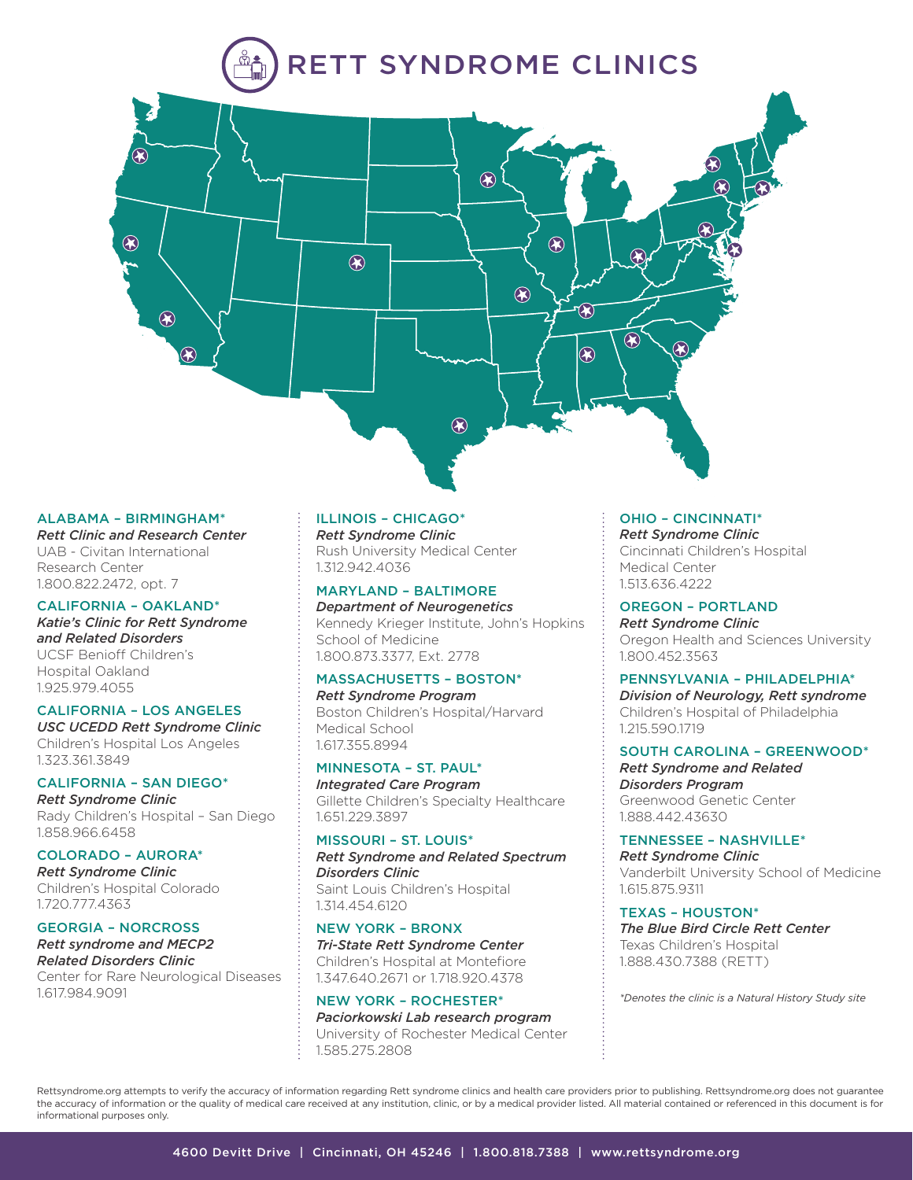# RETT SYNDROME CLINICS

**ALABAMA – BIRMINGHAM***
***Rett Clinic and Research Center***
UAB - Civitan International Research Center
1.800.822.2472, opt. 7

**CALIFORNIA – OAKLAND***
***Katie's Clinic for Rett Syndrome and Related Disorders***
UCSF Benioff Children's Hospital Oakland
1.925.979.4055

**CALIFORNIA – LOS ANGELES**
***USC UCEDD Rett Syndrome Clinic***
Children's Hospital Los Angeles
1.323.361.3849

**CALIFORNIA – SAN DIEGO***
***Rett Syndrome Clinic***
Rady Children's Hospital – San Diego
1.858.966.6458

**COLORADO – AURORA***
***Rett Syndrome Clinic***
Children's Hospital Colorado
1.720.777.4363

**GEORGIA – NORCROSS**
***Rett syndrome and MECP2 Related Disorders Clinic***
Center for Rare Neurological Diseases
1.617.984.9091

**ILLINOIS – CHICAGO***
***Rett Syndrome Clinic***
Rush University Medical Center
1.312.942.4036

**MARYLAND – BALTIMORE**
***Department of Neurogenetics***
Kennedy Krieger Institute, John's Hopkins School of Medicine
1.800.873.3377, Ext. 2778

**MASSACHUSETTS – BOSTON***
***Rett Syndrome Program***
Boston Children's Hospital/Harvard Medical School
1.617.355.8994

**MINNESOTA – ST. PAUL***
***Integrated Care Program***
Gillette Children's Specialty Healthcare
1.651.229.3897

**MISSOURI – ST. LOUIS***
***Rett Syndrome and Related Spectrum Disorders Clinic***
Saint Louis Children's Hospital
1.314.454.6120

**NEW YORK – BRONX**
***Tri-State Rett Syndrome Center***
Children's Hospital at Montefiore
1.347.640.2671 or 1.718.920.4378

**NEW YORK – ROCHESTER***
***Paciorkowski Lab research program***
University of Rochester Medical Center
1.585.275.2808

**OHIO – CINCINNATI***
***Rett Syndrome Clinic***
Cincinnati Children's Hospital Medical Center
1.513.636.4222

**OREGON – PORTLAND**
***Rett Syndrome Clinic***
Oregon Health and Sciences University
1.800.452.3563

**PENNSYLVANIA – PHILADELPHIA***
***Division of Neurology, Rett syndrome***
Children's Hospital of Philadelphia
1.215.590.1719

**SOUTH CAROLINA – GREENWOOD***
***Rett Syndrome and Related Disorders Program***
Greenwood Genetic Center
1.888.442.43630

**TENNESSEE – NASHVILLE***
***Rett Syndrome Clinic***
Vanderbilt University School of Medicine
1.615.875.9311

**TEXAS – HOUSTON***
***The Blue Bird Circle Rett Center***
Texas Children's Hospital
1.888.430.7388 (RETT)

*\*Denotes the clinic is a Natural History Study site*

Rettsyndrome.org attempts to verify the accuracy of information regarding Rett syndrome clinics and health care providers prior to publishing. Rettsyndrome.org does not guarantee the accuracy of information or the quality of medical care received at any institution, clinic, or by a medical provider listed. All material contained or referenced in this document is for informational purposes only.

4600 Devitt Drive | Cincinnati, OH 45246 | 1.800.818.7388 | www.rettsyndrome.org